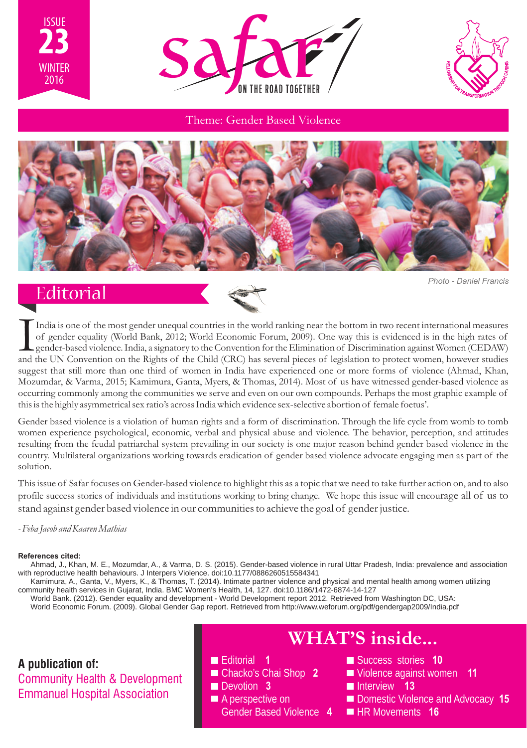ISSUE 23 WINTER 2016

# safar

ON THE ROAD TOGETHER

FELLOWSHIP FOR TRANSFORMATION THROUGH CARING

Theme: Gender Based Violence

Photo - Daniel Francis

## Editorial

India is one of the most gender unequal countries in the world ranking near the bottom in two recent international measures of gender equality (World Bank, 2012; World Economic Forum, 2009). One way this is evidenced is in the high rates of gender-based violence. India, a signatory to the Convention for the Elimination of Discrimination against Women (CEDAW) and the UN Convention on the Rights of the Child (CRC) has several pieces of legislation to protect women, however studies suggest that still more than one third of women in India have experienced one or more forms of violence (Ahmad, Khan, Mozumdar, & Varma, 2015; Kamimura, Ganta, Myers, & Thomas, 2014). Most of us have witnessed gender-based violence as occurring commonly among the communities we serve and even on our own compounds. Perhaps the most graphic example of this is the highly asymmetrical sex ratio's across India which evidence sex-selective abortion of female foetus'.

Gender based violence is a violation of human rights and a form of discrimination. Through the life cycle from womb to tomb women experience psychological, economic, verbal and physical abuse and violence. The behavior, perception, and attitudes resulting from the feudal patriarchal system prevailing in our society is one major reason behind gender based violence in the country. Multilateral organizations working towards eradication of gender based violence advocate engaging men as part of the solution.

This issue of Safar focuses on Gender-based violence to highlight this as a topic that we need to take further action on, and to also profile success stories of individuals and institutions working to bring change. We hope this issue will encourage all of us to stand against gender based violence in our communities to achieve the goal of gender justice.

*- Feba Jacob and Kaaren Mathias*

**References cited:**

Ahmad, J., Khan, M. E., Mozumdar, A., & Varma, D. S. (2015). Gender-based violence in rural Uttar Pradesh, India: prevalence and association with reproductive health behaviours. J Interpers Violence. doi:10.1177/0886260515584341

Kamimura, A., Ganta, V., Myers, K., & Thomas, T. (2014). Intimate partner violence and physical and mental health among women utilizing community health services in Gujarat, India. BMC Women's Health, 14, 127. doi:10.1186/1472-6874-14-127

World Bank. (2012). Gender equality and development - World Development report 2012. Retrieved from Washington DC, USA:

World Economic Forum. (2009). Global Gender Gap report. Retrieved from http://www.weforum.org/pdf/gendergap2009/India.pdf

**A publication of:**
Community Health & Development
Emmanuel Hospital Association

## WHAT'S inside...

- Editorial 1
- Chacko's Chai Shop 2
- Devotion 3
- A perspective on Gender Based Violence 4
- Success stories 10
- Violence against women 11
- Interview 13
- Domestic Violence and Advocacy 15
- HR Movements 16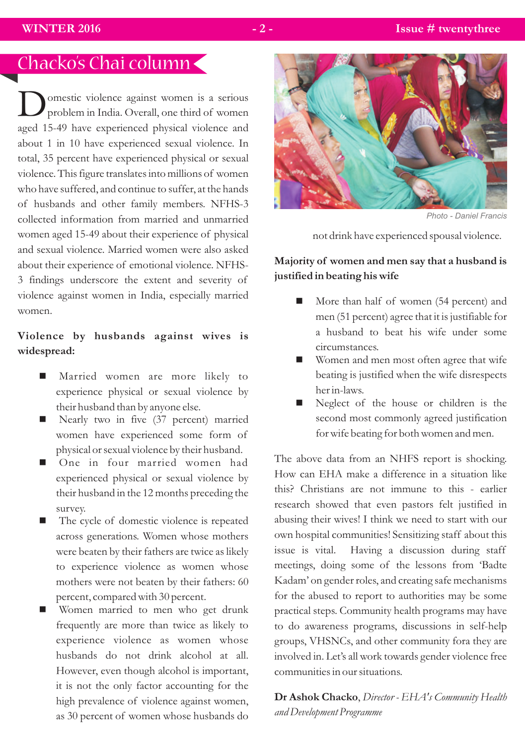## Chacko's Chai column

Domestic violence against women is a serious problem in India. Overall, one third of women aged 15-49 have experienced physical violence and about 1 in 10 have experienced sexual violence. In total, 35 percent have experienced physical or sexual violence. This figure translates into millions of women who have suffered, and continue to suffer, at the hands of husbands and other family members. NFHS-3 collected information from married and unmarried women aged 15-49 about their experience of physical and sexual violence. Married women were also asked about their experience of emotional violence. NFHS-3 findings underscore the extent and severity of violence against women in India, especially married women.

**Violence by husbands against wives is widespread:**

- Married women are more likely to experience physical or sexual violence by their husband than by anyone else.
- Nearly two in five (37 percent) married women have experienced some form of physical or sexual violence by their husband.
- One in four married women had experienced physical or sexual violence by their husband in the 12 months preceding the survey.
- The cycle of domestic violence is repeated across generations. Women whose mothers were beaten by their fathers are twice as likely to experience violence as women whose mothers were not beaten by their fathers: 60 percent, compared with 30 percent.
- Women married to men who get drunk frequently are more than twice as likely to experience violence as women whose husbands do not drink alcohol at all. However, even though alcohol is important, it is not the only factor accounting for the high prevalence of violence against women, as 30 percent of women whose husbands do not drink have experienced spousal violence.

Photo - Daniel Francis

**Majority of women and men say that a husband is justified in beating his wife**

- More than half of women (54 percent) and men (51 percent) agree that it is justifiable for a husband to beat his wife under some circumstances.
- Women and men most often agree that wife beating is justified when the wife disrespects her in-laws.
- Neglect of the house or children is the second most commonly agreed justification for wife beating for both women and men.

The above data from an NHFS report is shocking. How can EHA make a difference in a situation like this? Christians are not immune to this - earlier research showed that even pastors felt justified in abusing their wives! I think we need to start with our own hospital communities! Sensitizing staff about this issue is vital. Having a discussion during staff meetings, doing some of the lessons from 'Badte Kadam' on gender roles, and creating safe mechanisms for the abused to report to authorities may be some practical steps. Community health programs may have to do awareness programs, discussions in self-help groups, VHSNCs, and other community fora they are involved in. Let's all work towards gender violence free communities in our situations.

**Dr Ashok Chacko**, *Director - EHA's Community Health and Development Programme*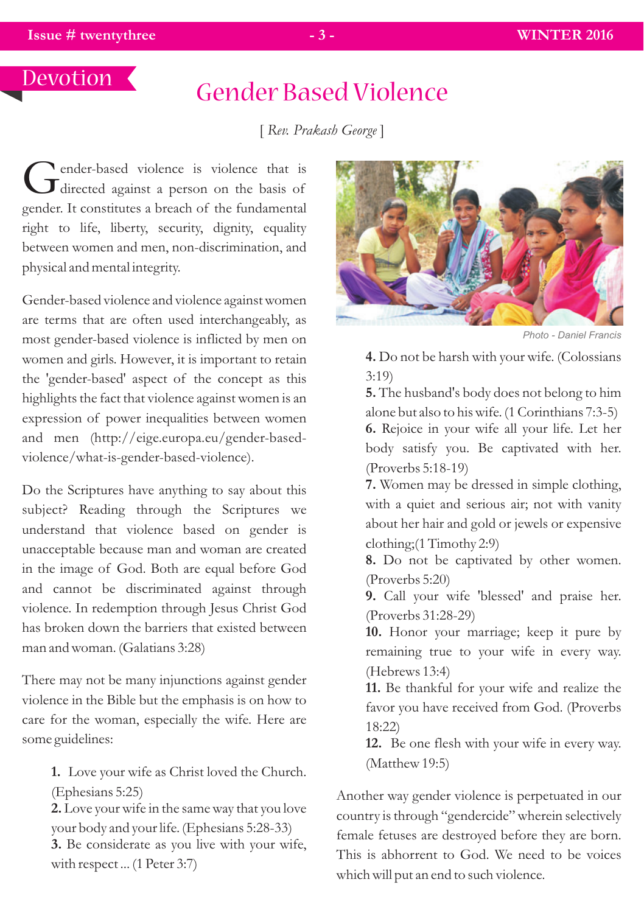Devotion

# Gender Based Violence

[ *Rev. Prakash George* ]

Gender-based violence is violence that is directed against a person on the basis of gender. It constitutes a breach of the fundamental right to life, liberty, security, dignity, equality between women and men, non-discrimination, and physical and mental integrity.

Gender-based violence and violence against women are terms that are often used interchangeably, as most gender-based violence is inflicted by men on women and girls. However, it is important to retain the 'gender-based' aspect of the concept as this highlights the fact that violence against women is an expression of power inequalities between women and men (http://eige.europa.eu/gender-based-violence/what-is-gender-based-violence).

Do the Scriptures have anything to say about this subject? Reading through the Scriptures we understand that violence based on gender is unacceptable because man and woman are created in the image of God. Both are equal before God and cannot be discriminated against through violence. In redemption through Jesus Christ God has broken down the barriers that existed between man and woman. (Galatians 3:28)

There may not be many injunctions against gender violence in the Bible but the emphasis is on how to care for the woman, especially the wife. Here are some guidelines:

**1.** Love your wife as Christ loved the Church. (Ephesians 5:25)
**2.** Love your wife in the same way that you love your body and your life. (Ephesians 5:28-33)
**3.** Be considerate as you live with your wife, with respect ... (1 Peter 3:7)

Photo - Daniel Francis

**4.** Do not be harsh with your wife. (Colossians 3:19)
**5.** The husband's body does not belong to him alone but also to his wife. (1 Corinthians 7:3-5)
**6.** Rejoice in your wife all your life. Let her body satisfy you. Be captivated with her. (Proverbs 5:18-19)
**7.** Women may be dressed in simple clothing, with a quiet and serious air; not with vanity about her hair and gold or jewels or expensive clothing;(1 Timothy 2:9)
**8.** Do not be captivated by other women. (Proverbs 5:20)
**9.** Call your wife 'blessed' and praise her. (Proverbs 31:28-29)
**10.** Honor your marriage; keep it pure by remaining true to your wife in every way. (Hebrews 13:4)
**11.** Be thankful for your wife and realize the favor you have received from God. (Proverbs 18:22)
**12.** Be one flesh with your wife in every way. (Matthew 19:5)

Another way gender violence is perpetuated in our country is through "gendercide" wherein selectively female fetuses are destroyed before they are born. This is abhorrent to God. We need to be voices which will put an end to such violence.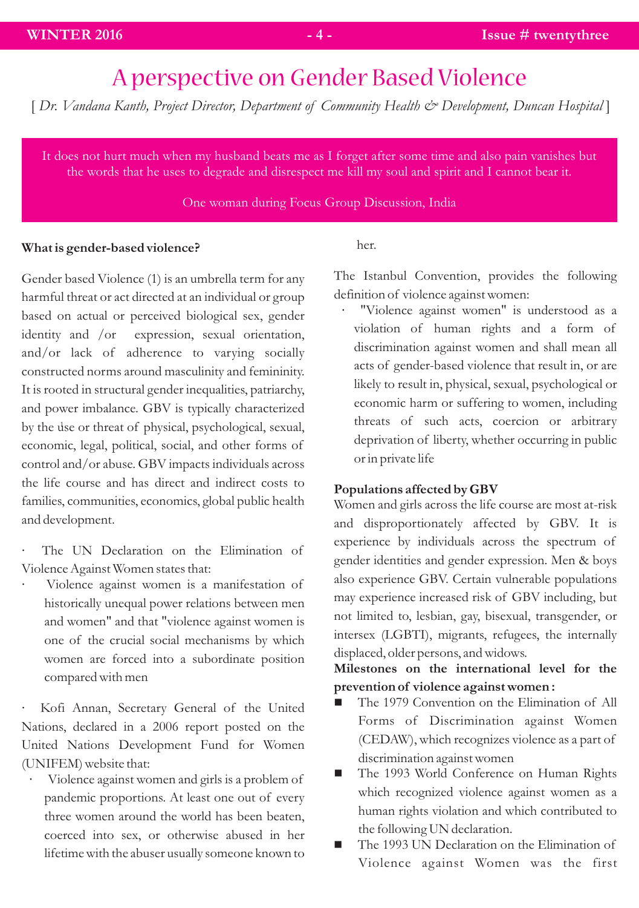# A perspective on Gender Based Violence

[ *Dr. Vandana Kanth, Project Director, Department of Community Health & Development, Duncan Hospital* ]

> It does not hurt much when my husband beats me as I forget after some time and also pain vanishes but the words that he uses to degrade and disrespect me kill my soul and spirit and I cannot bear it.
>
> One woman during Focus Group Discussion, India

**What is gender-based violence?**

Gender based Violence (1) is an umbrella term for any harmful threat or act directed at an individual or group based on actual or perceived biological sex, gender identity and /or expression, sexual orientation, and/or lack of adherence to varying socially constructed norms around masculinity and femininity. It is rooted in structural gender inequalities, patriarchy, and power imbalance. GBV is typically characterized by the use or threat of physical, psychological, sexual, economic, legal, political, social, and other forms of control and/or abuse. GBV impacts individuals across the life course and has direct and indirect costs to families, communities, economics, global public health and development.

· The UN Declaration on the Elimination of Violence Against Women states that:

- Violence against women is a manifestation of historically unequal power relations between men and women" and that "violence against women is one of the crucial social mechanisms by which women are forced into a subordinate position compared with men

· Kofi Annan, Secretary General of the United Nations, declared in a 2006 report posted on the United Nations Development Fund for Women (UNIFEM) website that:

- Violence against women and girls is a problem of pandemic proportions. At least one out of every three women around the world has been beaten, coerced into sex, or otherwise abused in her lifetime with the abuser usually someone known to her.

The Istanbul Convention, provides the following definition of violence against women:

- "Violence against women" is understood as a violation of human rights and a form of discrimination against women and shall mean all acts of gender-based violence that result in, or are likely to result in, physical, sexual, psychological or economic harm or suffering to women, including threats of such acts, coercion or arbitrary deprivation of liberty, whether occurring in public or in private life

**Populations affected by GBV**

Women and girls across the life course are most at-risk and disproportionately affected by GBV. It is experience by individuals across the spectrum of gender identities and gender expression. Men & boys also experience GBV. Certain vulnerable populations may experience increased risk of GBV including, but not limited to, lesbian, gay, bisexual, transgender, or intersex (LGBTI), migrants, refugees, the internally displaced, older persons, and widows.

**Milestones on the international level for the prevention of violence against women :**

- The 1979 Convention on the Elimination of All Forms of Discrimination against Women (CEDAW), which recognizes violence as a part of discrimination against women
- The 1993 World Conference on Human Rights which recognized violence against women as a human rights violation and which contributed to the following UN declaration.
- The 1993 UN Declaration on the Elimination of Violence against Women was the first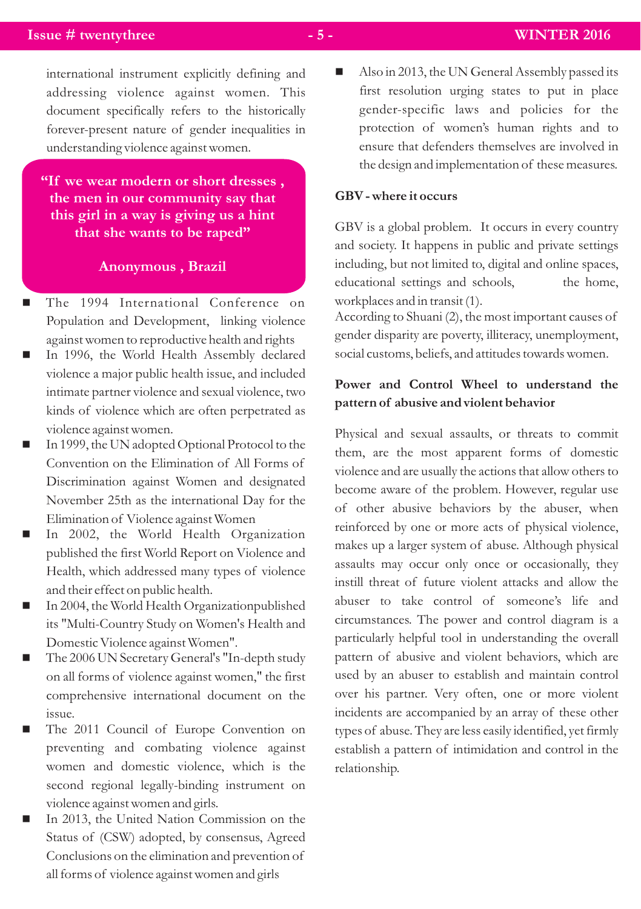international instrument explicitly defining and addressing violence against women. This document specifically refers to the historically forever-present nature of gender inequalities in understanding violence against women.

> **"If we wear modern or short dresses , the men in our community say that this girl in a way is giving us a hint that she wants to be raped"**
>
> **Anonymous , Brazil**

- The 1994 International Conference on Population and Development, linking violence against women to reproductive health and rights
- In 1996, the World Health Assembly declared violence a major public health issue, and included intimate partner violence and sexual violence, two kinds of violence which are often perpetrated as violence against women.
- In 1999, the UN adopted Optional Protocol to the Convention on the Elimination of All Forms of Discrimination against Women and designated November 25th as the international Day for the Elimination of Violence against Women
- In 2002, the World Health Organization published the first World Report on Violence and Health, which addressed many types of violence and their effect on public health.
- In 2004, the World Health Organizationpublished its "Multi-Country Study on Women's Health and Domestic Violence against Women".
- The 2006 UN Secretary General's "In-depth study on all forms of violence against women," the first comprehensive international document on the issue.
- The 2011 Council of Europe Convention on preventing and combating violence against women and domestic violence, which is the second regional legally-binding instrument on violence against women and girls.
- In 2013, the United Nation Commission on the Status of (CSW) adopted, by consensus, Agreed Conclusions on the elimination and prevention of all forms of violence against women and girls
- Also in 2013, the UN General Assembly passed its first resolution urging states to put in place gender-specific laws and policies for the protection of women's human rights and to ensure that defenders themselves are involved in the design and implementation of these measures.

**GBV - where it occurs**

GBV is a global problem. It occurs in every country and society. It happens in public and private settings including, but not limited to, digital and online spaces, educational settings and schools, the home, workplaces and in transit (1).

According to Shuani (2), the most important causes of gender disparity are poverty, illiteracy, unemployment, social customs, beliefs, and attitudes towards women.

**Power and Control Wheel to understand the pattern of abusive and violent behavior**

Physical and sexual assaults, or threats to commit them, are the most apparent forms of domestic violence and are usually the actions that allow others to become aware of the problem. However, regular use of other abusive behaviors by the abuser, when reinforced by one or more acts of physical violence, makes up a larger system of abuse. Although physical assaults may occur only once or occasionally, they instill threat of future violent attacks and allow the abuser to take control of someone's life and circumstances. The power and control diagram is a particularly helpful tool in understanding the overall pattern of abusive and violent behaviors, which are used by an abuser to establish and maintain control over his partner. Very often, one or more violent incidents are accompanied by an array of these other types of abuse. They are less easily identified, yet firmly establish a pattern of intimidation and control in the relationship.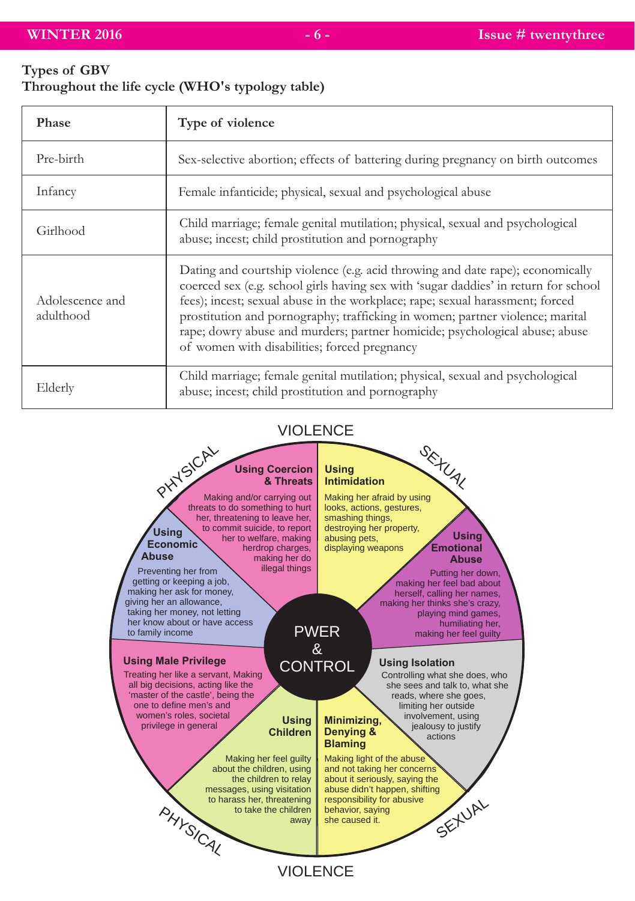### Types of GBV
### Throughout the life cycle (WHO's typology table)

| Phase | Type of violence |
|---|---|
| Pre-birth | Sex-selective abortion; effects of battering during pregnancy on birth outcomes |
| Infancy | Female infanticide; physical, sexual and psychological abuse |
| Girlhood | Child marriage; female genital mutilation; physical, sexual and psychological abuse; incest; child prostitution and pornography |
| Adolescence and adulthood | Dating and courtship violence (e.g. acid throwing and date rape); economically coerced sex (e.g. school girls having sex with 'sugar daddies' in return for school fees); incest; sexual abuse in the workplace; rape; sexual harassment; forced prostitution and pornography; trafficking in women; partner violence; marital rape; dowry abuse and murders; partner homicide; psychological abuse; abuse of women with disabilities; forced pregnancy |
| Elderly | Child marriage; female genital mutilation; physical, sexual and psychological abuse; incest; child prostitution and pornography |

VIOLENCE

PHYSICAL — SEXUAL

**Using Coercion & Threats**
Making and/or carrying out threats to do something to hurt her, threatening to leave her, to commit suicide, to report her to welfare, making herdrop charges, making her do illegal things

**Using Intimidation**
Making her afraid by using looks, actions, gestures, smashing things, destroying her property, abusing pets, displaying weapons

**Using Emotional Abuse**
Putting her down, making her feel bad about herself, calling her names, making her thinks she's crazy, playing mind games, humiliating her, making her feel guilty

**Using Economic Abuse**
Preventing her from getting or keeping a job, making her ask for money, giving her an allowance, taking her money, not letting her know about or have access to family income

PWER & CONTROL

**Using Male Privilege**
Treating her like a servant, Making all big decisions, acting like the 'master of the castle', being the one to define men's and women's roles, societal privilege in general

**Using Isolation**
Controlling what she does, who she sees and talk to, what she reads, where she goes, limiting her outside involvement, using jealousy to justify actions

**Using Children**
Making her feel guilty about the children, using the children to relay messages, using visitation to harass her, threatening to take the children away

**Minimizing, Denying & Blaming**
Making light of the abuse and not taking her concerns about it seriously, saying the abuse didn't happen, shifting responsibility for abusive behavior, saying she caused it.

PHYSICAL — SEXUAL

VIOLENCE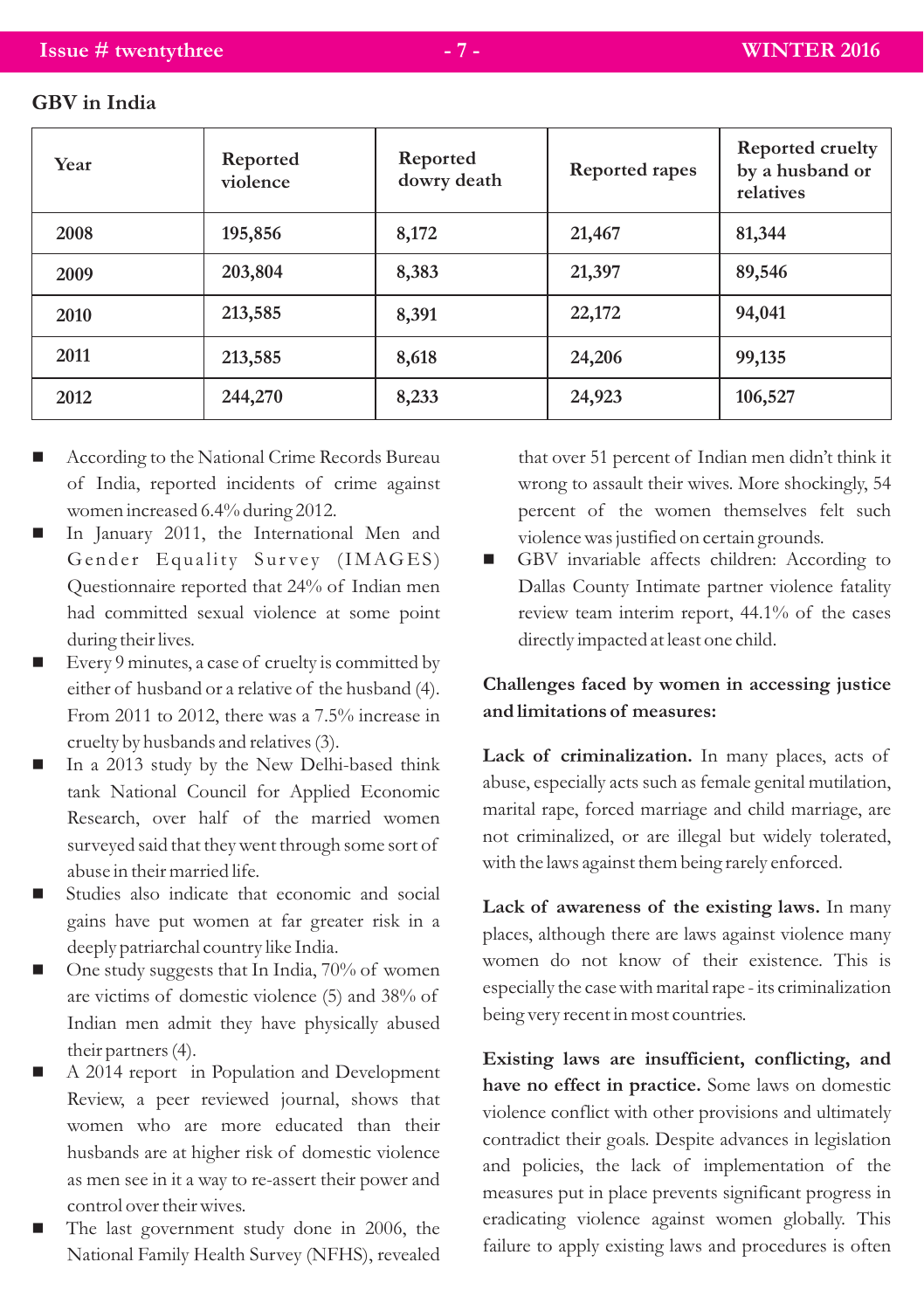## GBV in India

| Year | Reported violence | Reported dowry death | Reported rapes | Reported cruelty by a husband or relatives |
|---|---|---|---|---|
| 2008 | 195,856 | 8,172 | 21,467 | 81,344 |
| 2009 | 203,804 | 8,383 | 21,397 | 89,546 |
| 2010 | 213,585 | 8,391 | 22,172 | 94,041 |
| 2011 | 213,585 | 8,618 | 24,206 | 99,135 |
| 2012 | 244,270 | 8,233 | 24,923 | 106,527 |

- According to the National Crime Records Bureau of India, reported incidents of crime against women increased 6.4% during 2012.
- In January 2011, the International Men and Gender Equality Survey (IMAGES) Questionnaire reported that 24% of Indian men had committed sexual violence at some point during their lives.
- Every 9 minutes, a case of cruelty is committed by either of husband or a relative of the husband (4). From 2011 to 2012, there was a 7.5% increase in cruelty by husbands and relatives (3).
- In a 2013 study by the New Delhi-based think tank National Council for Applied Economic Research, over half of the married women surveyed said that they went through some sort of abuse in their married life.
- Studies also indicate that economic and social gains have put women at far greater risk in a deeply patriarchal country like India.
- One study suggests that In India, 70% of women are victims of domestic violence (5) and 38% of Indian men admit they have physically abused their partners (4).
- A 2014 report in Population and Development Review, a peer reviewed journal, shows that women who are more educated than their husbands are at higher risk of domestic violence as men see in it a way to re-assert their power and control over their wives.
- The last government study done in 2006, the National Family Health Survey (NFHS), revealed that over 51 percent of Indian men didn't think it wrong to assault their wives. More shockingly, 54 percent of the women themselves felt such violence was justified on certain grounds.
- GBV invariable affects children: According to Dallas County Intimate partner violence fatality review team interim report, 44.1% of the cases directly impacted at least one child.

### Challenges faced by women in accessing justice and limitations of measures:

**Lack of criminalization.** In many places, acts of abuse, especially acts such as female genital mutilation, marital rape, forced marriage and child marriage, are not criminalized, or are illegal but widely tolerated, with the laws against them being rarely enforced.

**Lack of awareness of the existing laws.** In many places, although there are laws against violence many women do not know of their existence. This is especially the case with marital rape - its criminalization being very recent in most countries.

**Existing laws are insufficient, conflicting, and have no effect in practice.** Some laws on domestic violence conflict with other provisions and ultimately contradict their goals. Despite advances in legislation and policies, the lack of implementation of the measures put in place prevents significant progress in eradicating violence against women globally. This failure to apply existing laws and procedures is often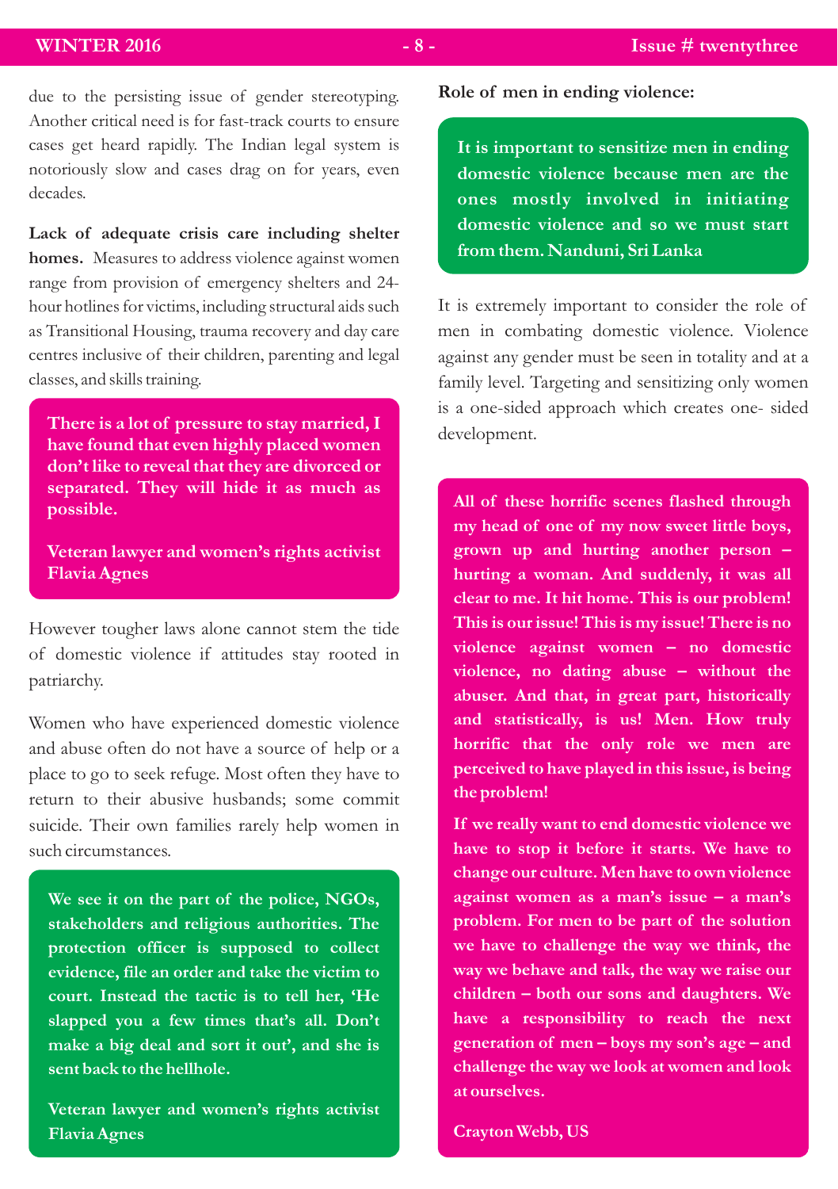due to the persisting issue of gender stereotyping. Another critical need is for fast-track courts to ensure cases get heard rapidly. The Indian legal system is notoriously slow and cases drag on for years, even decades.

**Lack of adequate crisis care including shelter homes.** Measures to address violence against women range from provision of emergency shelters and 24-hour hotlines for victims, including structural aids such as Transitional Housing, trauma recovery and day care centres inclusive of their children, parenting and legal classes, and skills training.

> **There is a lot of pressure to stay married, I have found that even highly placed women don't like to reveal that they are divorced or separated. They will hide it as much as possible.**
>
> **Veteran lawyer and women's rights activist Flavia Agnes**

However tougher laws alone cannot stem the tide of domestic violence if attitudes stay rooted in patriarchy.

Women who have experienced domestic violence and abuse often do not have a source of help or a place to go to seek refuge. Most often they have to return to their abusive husbands; some commit suicide. Their own families rarely help women in such circumstances.

> **We see it on the part of the police, NGOs, stakeholders and religious authorities. The protection officer is supposed to collect evidence, file an order and take the victim to court. Instead the tactic is to tell her, 'He slapped you a few times that's all. Don't make a big deal and sort it out', and she is sent back to the hellhole.**
>
> **Veteran lawyer and women's rights activist Flavia Agnes**

**Role of men in ending violence:**

> **It is important to sensitize men in ending domestic violence because men are the ones mostly involved in initiating domestic violence and so we must start from them. Nanduni, Sri Lanka**

It is extremely important to consider the role of men in combating domestic violence. Violence against any gender must be seen in totality and at a family level. Targeting and sensitizing only women is a one-sided approach which creates one- sided development.

> **All of these horrific scenes flashed through my head of one of my now sweet little boys, grown up and hurting another person – hurting a woman. And suddenly, it was all clear to me. It hit home. This is our problem! This is our issue! This is my issue! There is no violence against women – no domestic violence, no dating abuse – without the abuser. And that, in great part, historically and statistically, is us! Men. How truly horrific that the only role we men are perceived to have played in this issue, is being the problem!**
>
> **If we really want to end domestic violence we have to stop it before it starts. We have to change our culture. Men have to own violence against women as a man's issue – a man's problem. For men to be part of the solution we have to challenge the way we think, the way we behave and talk, the way we raise our children – both our sons and daughters. We have a responsibility to reach the next generation of men – boys my son's age – and challenge the way we look at women and look at ourselves.**
>
> **Crayton Webb, US**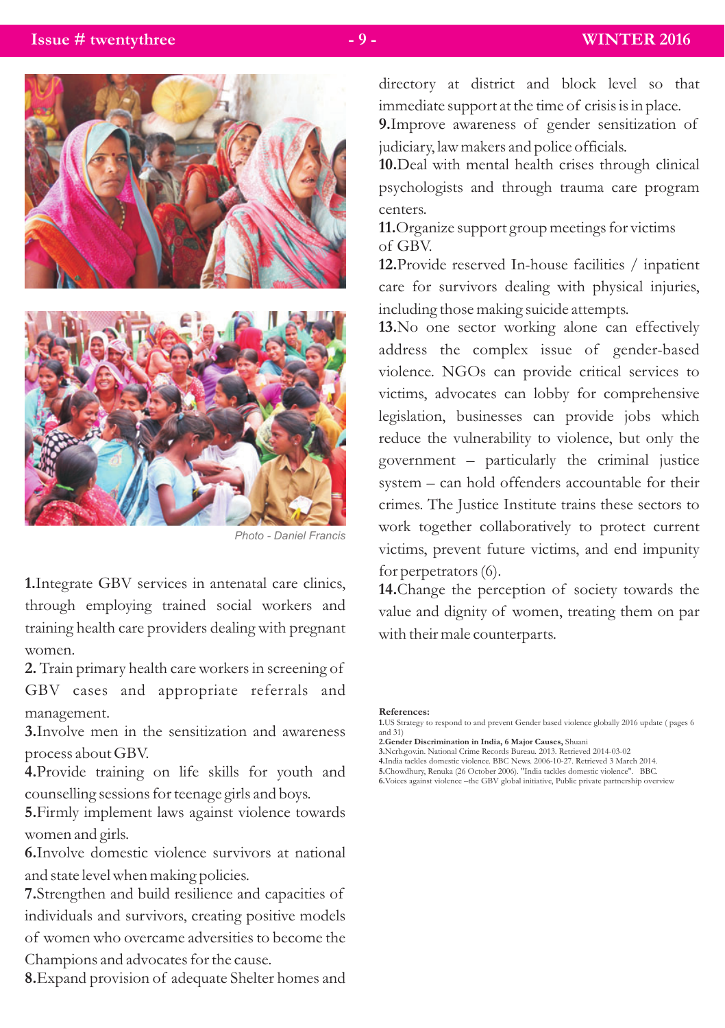Photo - Daniel Francis

**1.** Integrate GBV services in antenatal care clinics, through employing trained social workers and training health care providers dealing with pregnant women.

**2.** Train primary health care workers in screening of GBV cases and appropriate referrals and management.

**3.** Involve men in the sensitization and awareness process about GBV.

**4.** Provide training on life skills for youth and counselling sessions for teenage girls and boys.

**5.** Firmly implement laws against violence towards women and girls.

**6.** Involve domestic violence survivors at national and state level when making policies.

**7.** Strengthen and build resilience and capacities of individuals and survivors, creating positive models of women who overcame adversities to become the Champions and advocates for the cause.

**8.** Expand provision of adequate Shelter homes and directory at district and block level so that immediate support at the time of crisis is in place.

**9.** Improve awareness of gender sensitization of judiciary, law makers and police officials.

**10.** Deal with mental health crises through clinical psychologists and through trauma care program centers.

**11.** Organize support group meetings for victims of GBV.

**12.** Provide reserved In-house facilities / inpatient care for survivors dealing with physical injuries, including those making suicide attempts.

**13.** No one sector working alone can effectively address the complex issue of gender-based violence. NGOs can provide critical services to victims, advocates can lobby for comprehensive legislation, businesses can provide jobs which reduce the vulnerability to violence, but only the government – particularly the criminal justice system – can hold offenders accountable for their crimes. The Justice Institute trains these sectors to work together collaboratively to protect current victims, prevent future victims, and end impunity for perpetrators (6).

**14.** Change the perception of society towards the value and dignity of women, treating them on par with their male counterparts.

**References:**

**1.** US Strategy to respond to and prevent Gender based violence globally 2016 update ( pages 6 and 31)

**2. Gender Discrimination in India, 6 Major Causes,** Shuani

**3.** Ncrb.gov.in. National Crime Records Bureau. 2013. Retrieved 2014-03-02

**4.** India tackles domestic violence. BBC News. 2006-10-27. Retrieved 3 March 2014.

**5.** Chowdhury, Renuka (26 October 2006). "India tackles domestic violence". BBC.

**6.** Voices against violence –the GBV global initiative, Public private partnership overview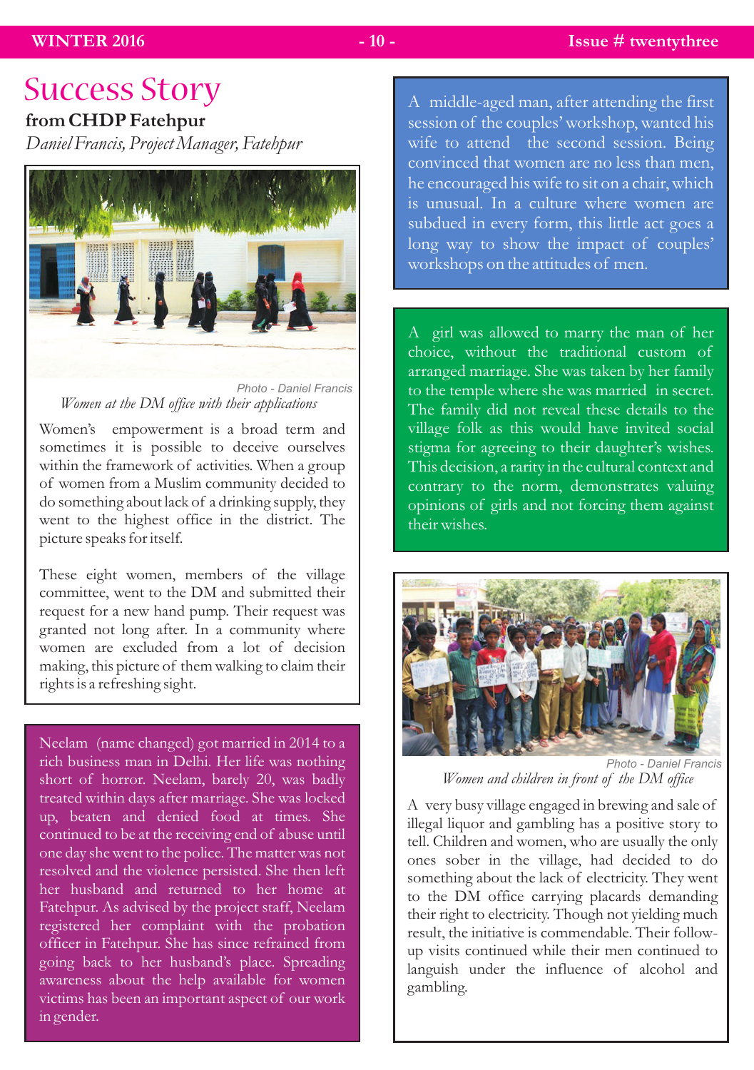# Success Story

**from CHDP Fatehpur**

*Daniel Francis, Project Manager, Fatehpur*

Photo - Daniel Francis

*Women at the DM office with their applications*

Women's empowerment is a broad term and sometimes it is possible to deceive ourselves within the framework of activities. When a group of women from a Muslim community decided to do something about lack of a drinking supply, they went to the highest office in the district. The picture speaks for itself.

These eight women, members of the village committee, went to the DM and submitted their request for a new hand pump. Their request was granted not long after. In a community where women are excluded from a lot of decision making, this picture of them walking to claim their rights is a refreshing sight.

Neelam (name changed) got married in 2014 to a rich business man in Delhi. Her life was nothing short of horror. Neelam, barely 20, was badly treated within days after marriage. She was locked up, beaten and denied food at times. She continued to be at the receiving end of abuse until one day she went to the police. The matter was not resolved and the violence persisted. She then left her husband and returned to her home at Fatehpur. As advised by the project staff, Neelam registered her complaint with the probation officer in Fatehpur. She has since refrained from going back to her husband's place. Spreading awareness about the help available for women victims has been an important aspect of our work in gender.

A middle-aged man, after attending the first session of the couples' workshop, wanted his wife to attend the second session. Being convinced that women are no less than men, he encouraged his wife to sit on a chair, which is unusual. In a culture where women are subdued in every form, this little act goes a long way to show the impact of couples' workshops on the attitudes of men.

A girl was allowed to marry the man of her choice, without the traditional custom of arranged marriage. She was taken by her family to the temple where she was married in secret. The family did not reveal these details to the village folk as this would have invited social stigma for agreeing to their daughter's wishes. This decision, a rarity in the cultural context and contrary to the norm, demonstrates valuing opinions of girls and not forcing them against their wishes.

Photo - Daniel Francis

*Women and children in front of the DM office*

A very busy village engaged in brewing and sale of illegal liquor and gambling has a positive story to tell. Children and women, who are usually the only ones sober in the village, had decided to do something about the lack of electricity. They went to the DM office carrying placards demanding their right to electricity. Though not yielding much result, the initiative is commendable. Their follow-up visits continued while their men continued to languish under the influence of alcohol and gambling.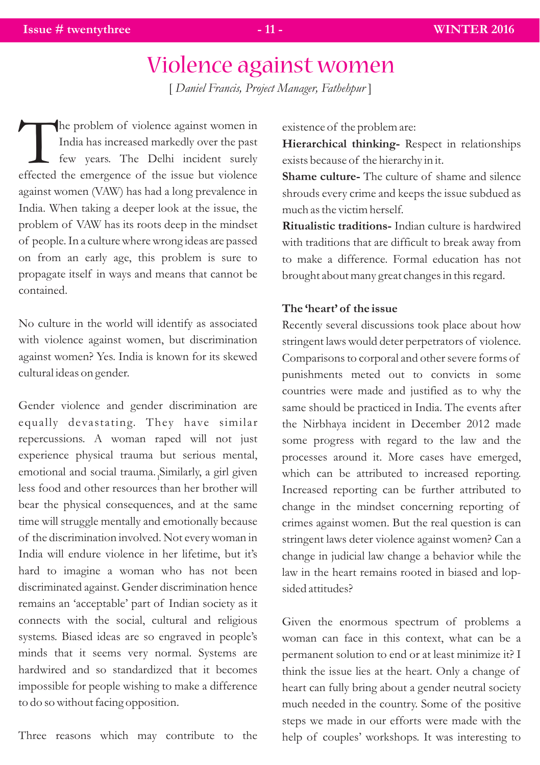# Violence against women

[ *Daniel Francis, Project Manager, Fathehpur* ]

The problem of violence against women in India has increased markedly over the past few years. The Delhi incident surely effected the emergence of the issue but violence against women (VAW) has had a long prevalence in India. When taking a deeper look at the issue, the problem of VAW has its roots deep in the mindset of people. In a culture where wrong ideas are passed on from an early age, this problem is sure to propagate itself in ways and means that cannot be contained.

No culture in the world will identify as associated with violence against women, but discrimination against women? Yes. India is known for its skewed cultural ideas on gender.

Gender violence and gender discrimination are equally devastating. They have similar repercussions. A woman raped will not just experience physical trauma but serious mental, emotional and social trauma. [1]Similarly, a girl given less food and other resources than her brother will bear the physical consequences, and at the same time will struggle mentally and emotionally because of the discrimination involved. Not every woman in India will endure violence in her lifetime, but it's hard to imagine a woman who has not been discriminated against. Gender discrimination hence remains an 'acceptable' part of Indian society as it connects with the social, cultural and religious systems. Biased ideas are so engraved in people's minds that it seems very normal. Systems are hardwired and so standardized that it becomes impossible for people wishing to make a difference to do so without facing opposition.

Three reasons which may contribute to the existence of the problem are:

**Hierarchical thinking-** Respect in relationships exists because of the hierarchy in it.

**Shame culture-** The culture of shame and silence shrouds every crime and keeps the issue subdued as much as the victim herself.

**Ritualistic traditions-** Indian culture is hardwired with traditions that are difficult to break away from to make a difference. Formal education has not brought about many great changes in this regard.

### The 'heart' of the issue

Recently several discussions took place about how stringent laws would deter perpetrators of violence. Comparisons to corporal and other severe forms of punishments meted out to convicts in some countries were made and justified as to why the same should be practiced in India. The events after the Nirbhaya incident in December 2012 made some progress with regard to the law and the processes around it. More cases have emerged, which can be attributed to increased reporting. Increased reporting can be further attributed to change in the mindset concerning reporting of crimes against women. But the real question is can stringent laws deter violence against women? Can a change in judicial law change a behavior while the law in the heart remains rooted in biased and lop-sided attitudes?

Given the enormous spectrum of problems a woman can face in this context, what can be a permanent solution to end or at least minimize it? I think the issue lies at the heart. Only a change of heart can fully bring about a gender neutral society much needed in the country. Some of the positive steps we made in our efforts were made with the help of couples' workshops. It was interesting to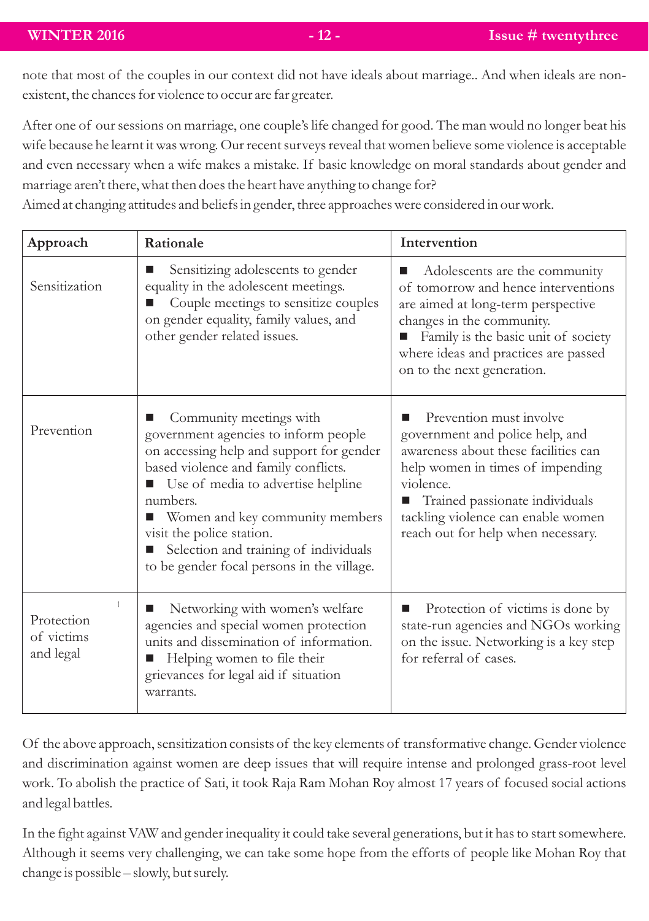note that most of the couples in our context did not have ideals about marriage.. And when ideals are non-existent, the chances for violence to occur are far greater.

After one of our sessions on marriage, one couple's life changed for good. The man would no longer beat his wife because he learnt it was wrong. Our recent surveys reveal that women believe some violence is acceptable and even necessary when a wife makes a mistake. If basic knowledge on moral standards about gender and marriage aren't there, what then does the heart have anything to change for?
Aimed at changing attitudes and beliefs in gender, three approaches were considered in our work.

| Approach | Rationale | Intervention |
|---|---|---|
| Sensitization | ■ Sensitizing adolescents to gender equality in the adolescent meetings.<br>■ Couple meetings to sensitize couples on gender equality, family values, and other gender related issues. | ■ Adolescents are the community of tomorrow and hence interventions are aimed at long-term perspective changes in the community.<br>■ Family is the basic unit of society where ideas and practices are passed on to the next generation. |
| Prevention | ■ Community meetings with government agencies to inform people on accessing help and support for gender based violence and family conflicts.<br>■ Use of media to advertise helpline numbers.<br>■ Women and key community members visit the police station.<br>■ Selection and training of individuals to be gender focal persons in the village. | ■ Prevention must involve government and police help, and awareness about these facilities can help women in times of impending violence.<br>■ Trained passionate individuals tackling violence can enable women reach out for help when necessary. |
| Protection of victims and legal | ■ Networking with women's welfare agencies and special women protection units and dissemination of information.<br>■ Helping women to file their grievances for legal aid if situation warrants. | ■ Protection of victims is done by state-run agencies and NGOs working on the issue. Networking is a key step for referral of cases. |

Of the above approach, sensitization consists of the key elements of transformative change. Gender violence and discrimination against women are deep issues that will require intense and prolonged grass-root level work. To abolish the practice of Sati, it took Raja Ram Mohan Roy almost 17 years of focused social actions and legal battles.

In the fight against VAW and gender inequality it could take several generations, but it has to start somewhere. Although it seems very challenging, we can take some hope from the efforts of people like Mohan Roy that change is possible – slowly, but surely.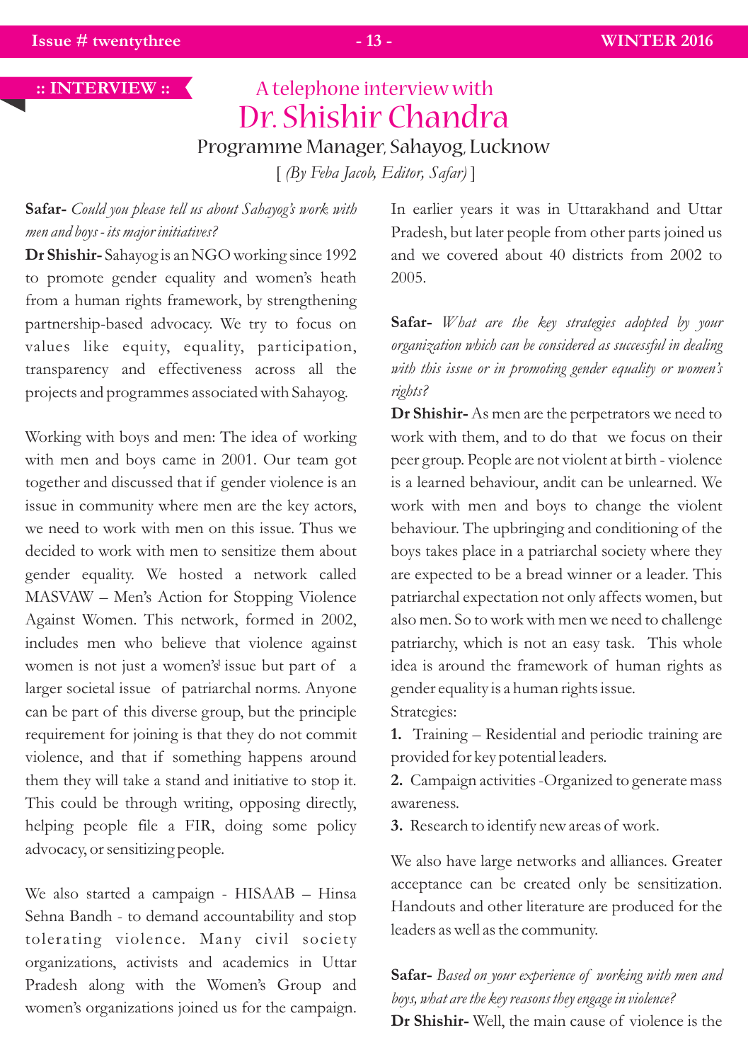:: INTERVIEW ::

# A telephone interview with Dr. Shishir Chandra

## Programme Manager, Sahayog, Lucknow

[ *(By Feba Jacob, Editor, Safar)* ]

**Safar-** *Could you please tell us about Sahayog's work with men and boys - its major initiatives?*

**Dr Shishir-** Sahayog is an NGO working since 1992 to promote gender equality and women's heath from a human rights framework, by strengthening partnership-based advocacy. We try to focus on values like equity, equality, participation, transparency and effectiveness across all the projects and programmes associated with Sahayog.

Working with boys and men: The idea of working with men and boys came in 2001. Our team got together and discussed that if gender violence is an issue in community where men are the key actors, we need to work with men on this issue. Thus we decided to work with men to sensitize them about gender equality. We hosted a network called MASVAW – Men's Action for Stopping Violence Against Women. This network, formed in 2002, includes men who believe that violence against women is not just a women's issue but part of a larger societal issue of patriarchal norms. Anyone can be part of this diverse group, but the principle requirement for joining is that they do not commit violence, and that if something happens around them they will take a stand and initiative to stop it. This could be through writing, opposing directly, helping people file a FIR, doing some policy advocacy, or sensitizing people.

We also started a campaign - HISAAB – Hinsa Sehna Bandh - to demand accountability and stop tolerating violence. Many civil society organizations, activists and academics in Uttar Pradesh along with the Women's Group and women's organizations joined us for the campaign. In earlier years it was in Uttarakhand and Uttar Pradesh, but later people from other parts joined us and we covered about 40 districts from 2002 to 2005.

**Safar-** *What are the key strategies adopted by your organization which can be considered as successful in dealing with this issue or in promoting gender equality or women's rights?*

**Dr Shishir-** As men are the perpetrators we need to work with them, and to do that we focus on their peer group. People are not violent at birth - violence is a learned behaviour, andit can be unlearned. We work with men and boys to change the violent behaviour. The upbringing and conditioning of the boys takes place in a patriarchal society where they are expected to be a bread winner or a leader. This patriarchal expectation not only affects women, but also men. So to work with men we need to challenge patriarchy, which is not an easy task. This whole idea is around the framework of human rights as gender equality is a human rights issue.

Strategies:

1. Training – Residential and periodic training are provided for key potential leaders.
2. Campaign activities -Organized to generate mass awareness.
3. Research to identify new areas of work.

We also have large networks and alliances. Greater acceptance can be created only be sensitization. Handouts and other literature are produced for the leaders as well as the community.

**Safar-** *Based on your experience of working with men and boys, what are the key reasons they engage in violence?*

**Dr Shishir-** Well, the main cause of violence is the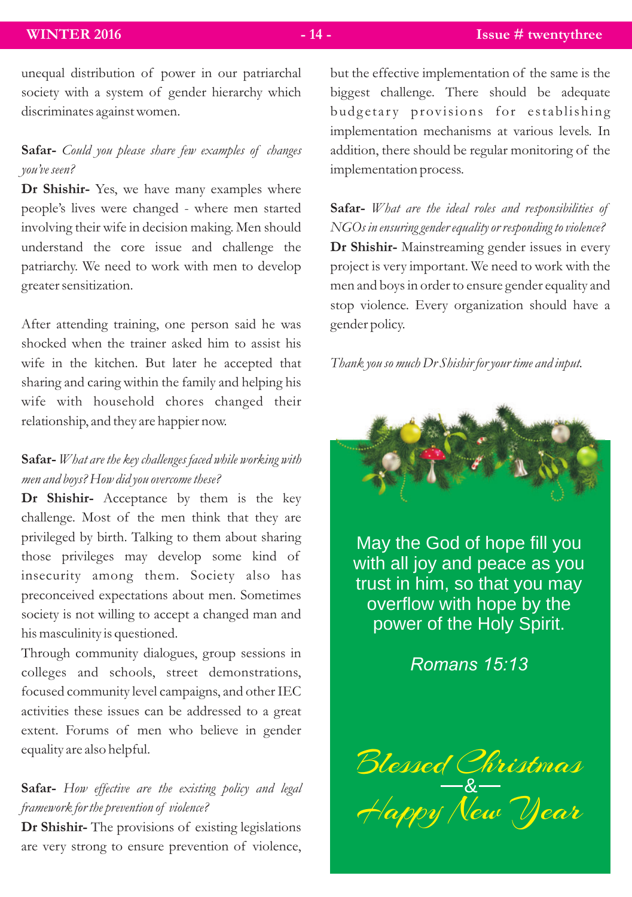unequal distribution of power in our patriarchal society with a system of gender hierarchy which discriminates against women.

**Safar-** *Could you please share few examples of changes you've seen?*

**Dr Shishir-** Yes, we have many examples where people's lives were changed - where men started involving their wife in decision making. Men should understand the core issue and challenge the patriarchy. We need to work with men to develop greater sensitization.

After attending training, one person said he was shocked when the trainer asked him to assist his wife in the kitchen. But later he accepted that sharing and caring within the family and helping his wife with household chores changed their relationship, and they are happier now.

**Safar-** *What are the key challenges faced while working with men and boys? How did you overcome these?*

**Dr Shishir-** Acceptance by them is the key challenge. Most of the men think that they are privileged by birth. Talking to them about sharing those privileges may develop some kind of insecurity among them. Society also has preconceived expectations about men. Sometimes society is not willing to accept a changed man and his masculinity is questioned.

Through community dialogues, group sessions in colleges and schools, street demonstrations, focused community level campaigns, and other IEC activities these issues can be addressed to a great extent. Forums of men who believe in gender equality are also helpful.

**Safar-** *How effective are the existing policy and legal framework for the prevention of violence?*

**Dr Shishir-** The provisions of existing legislations are very strong to ensure prevention of violence, but the effective implementation of the same is the biggest challenge. There should be adequate budgetary provisions for establishing implementation mechanisms at various levels. In addition, there should be regular monitoring of the implementation process.

**Safar-** *What are the ideal roles and responsibilities of NGOs in ensuring gender equality or responding to violence?*

**Dr Shishir-** Mainstreaming gender issues in every project is very important. We need to work with the men and boys in order to ensure gender equality and stop violence. Every organization should have a gender policy.

*Thank you so much Dr Shishir for your time and input.*

May the God of hope fill you with all joy and peace as you trust in him, so that you may overflow with hope by the power of the Holy Spirit.

*Romans 15:13*

Blessed Christmas
&
Happy New Year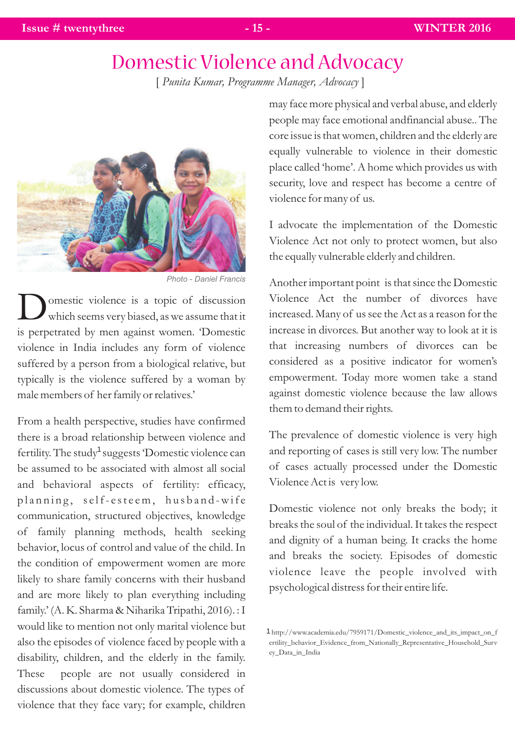# Domestic Violence and Advocacy

[ *Punita Kumar, Programme Manager, Advocacy* ]

Photo - Daniel Francis

Domestic violence is a topic of discussion which seems very biased, as we assume that it is perpetrated by men against women. 'Domestic violence in India includes any form of violence suffered by a person from a biological relative, but typically is the violence suffered by a woman by male members of her family or relatives.'

From a health perspective, studies have confirmed there is a broad relationship between violence and fertility. The study[1] suggests 'Domestic violence can be assumed to be associated with almost all social and behavioral aspects of fertility: efficacy, planning, self-esteem, husband-wife communication, structured objectives, knowledge of family planning methods, health seeking behavior, locus of control and value of the child. In the condition of empowerment women are more likely to share family concerns with their husband and are more likely to plan everything including family.' (A. K. Sharma & Niharika Tripathi, 2016). : I would like to mention not only marital violence but also the episodes of violence faced by people with a disability, children, and the elderly in the family. These people are not usually considered in discussions about domestic violence. The types of violence that they face vary; for example, children may face more physical and verbal abuse, and elderly people may face emotional andfinancial abuse.. The core issue is that women, children and the elderly are equally vulnerable to violence in their domestic place called 'home'. A home which provides us with security, love and respect has become a centre of violence for many of us.

I advocate the implementation of the Domestic Violence Act not only to protect women, but also the equally vulnerable elderly and children.

Another important point is that since the Domestic Violence Act the number of divorces have increased. Many of us see the Act as a reason for the increase in divorces. But another way to look at it is that increasing numbers of divorces can be considered as a positive indicator for women's empowerment. Today more women take a stand against domestic violence because the law allows them to demand their rights.

The prevalence of domestic violence is very high and reporting of cases is still very low. The number of cases actually processed under the Domestic Violence Act is very low.

Domestic violence not only breaks the body; it breaks the soul of the individual. It takes the respect and dignity of a human being. It cracks the home and breaks the society. Episodes of domestic violence leave the people involved with psychological distress for their entire life.

---

[1] http://www.academia.edu/7959171/Domestic_violence_and_its_impact_on_fertility_behavior_Evidence_from_Nationally_Representative_Household_Survey_Data_in_India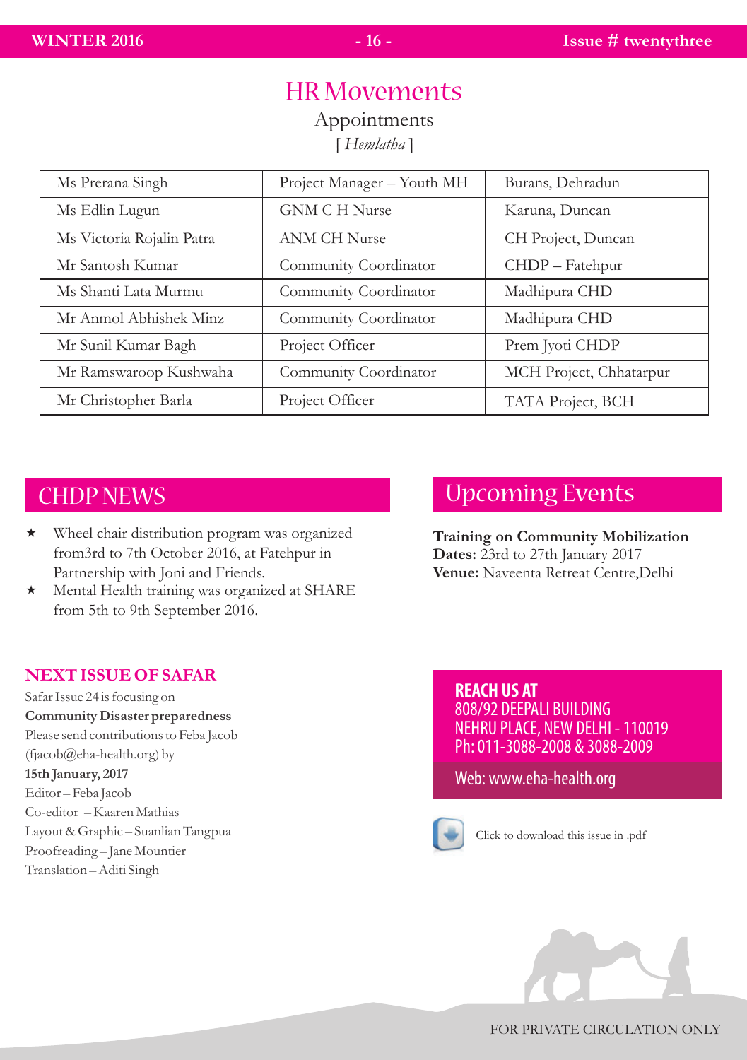# HR Movements

## Appointments

[ *Hemlatha* ]

| | | |
|---|---|---|
| Ms Prerana Singh | Project Manager – Youth MH | Burans, Dehradun |
| Ms Edlin Lugun | GNM C H Nurse | Karuna, Duncan |
| Ms Victoria Rojalin Patra | ANM CH Nurse | CH Project, Duncan |
| Mr Santosh Kumar | Community Coordinator | CHDP – Fatehpur |
| Ms Shanti Lata Murmu | Community Coordinator | Madhipura CHD |
| Mr Anmol Abhishek Minz | Community Coordinator | Madhipura CHD |
| Mr Sunil Kumar Bagh | Project Officer | Prem Jyoti CHDP |
| Mr Ramswaroop Kushwaha | Community Coordinator | MCH Project, Chhatarpur |
| Mr Christopher Barla | Project Officer | TATA Project, BCH |

## CHDP NEWS

- Wheel chair distribution program was organized from3rd to 7th October 2016, at Fatehpur in Partnership with Joni and Friends.
- Mental Health training was organized at SHARE from 5th to 9th September 2016.

## NEXT ISSUE OF SAFAR

Safar Issue 24 is focusing on
**Community Disaster preparedness**
Please send contributions to Feba Jacob (fjacob@eha-health.org) by
**15th January, 2017**
Editor – Feba Jacob
Co-editor – Kaaren Mathias
Layout & Graphic – Suanlian Tangpua
Proofreading – Jane Mountier
Translation – Aditi Singh

## Upcoming Events

**Training on Community Mobilization**
**Dates:** 23rd to 27th January 2017
**Venue:** Naveenta Retreat Centre,Delhi

**REACH US AT**
808/92 DEEPALI BUILDING
NEHRU PLACE, NEW DELHI - 110019
Ph: 011-3088-2008 & 3088-2009

Web: www.eha-health.org

Click to download this issue in .pdf

FOR PRIVATE CIRCULATION ONLY